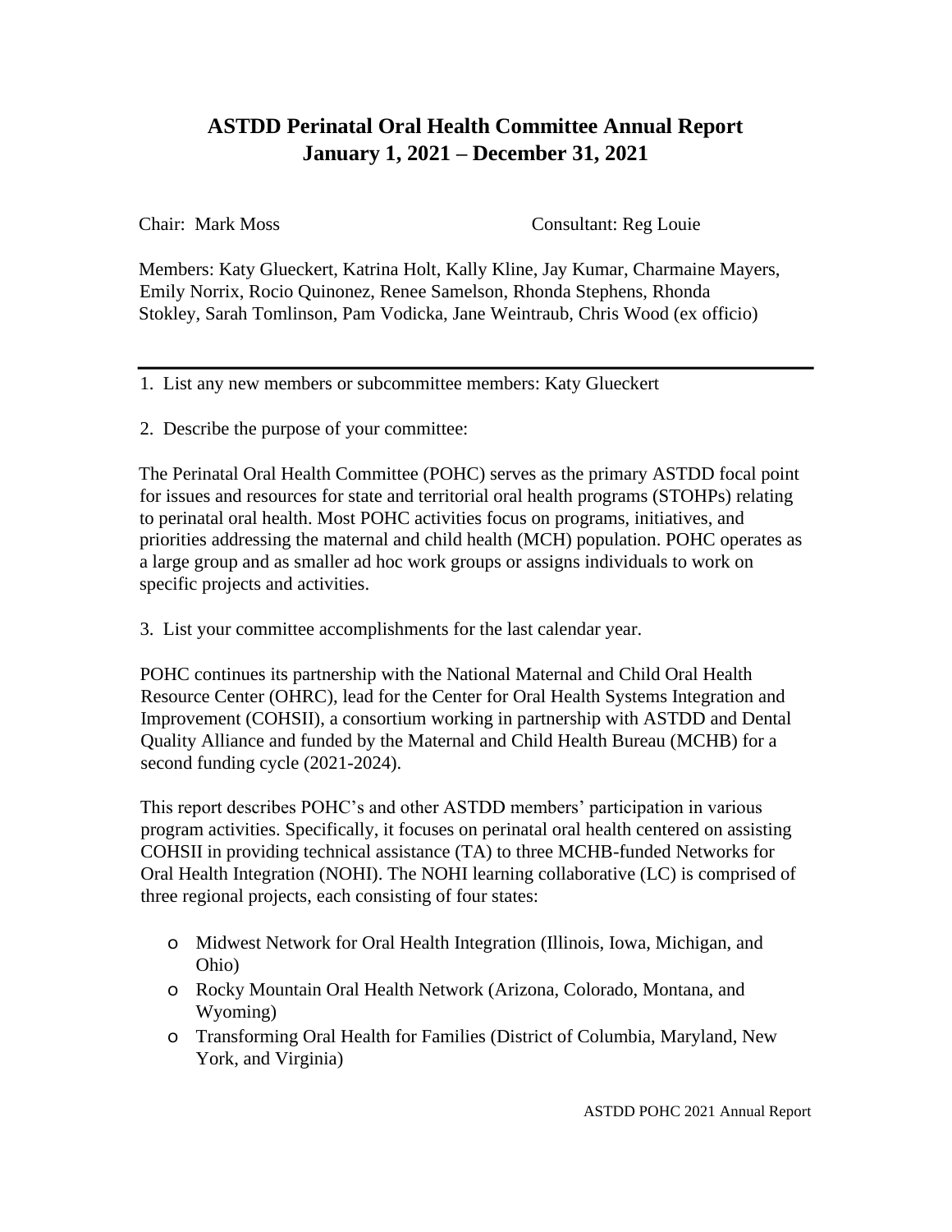# ASTDD Perinatal Oral Health Committee Annual Report
## January 1, 2021 – December 31, 2021

Chair: Mark Moss

Consultant: Reg Louie

Members: Katy Glueckert, Katrina Holt, Kally Kline, Jay Kumar, Charmaine Mayers, Emily Norrix, Rocio Quinonez, Renee Samelson, Rhonda Stephens, Rhonda Stokley, Sarah Tomlinson, Pam Vodicka, Jane Weintraub, Chris Wood (ex officio)

---

1. List any new members or subcommittee members: Katy Glueckert

2. Describe the purpose of your committee:

The Perinatal Oral Health Committee (POHC) serves as the primary ASTDD focal point for issues and resources for state and territorial oral health programs (STOHPs) relating to perinatal oral health. Most POHC activities focus on programs, initiatives, and priorities addressing the maternal and child health (MCH) population. POHC operates as a large group and as smaller ad hoc work groups or assigns individuals to work on specific projects and activities.

3. List your committee accomplishments for the last calendar year.

POHC continues its partnership with the National Maternal and Child Oral Health Resource Center (OHRC), lead for the Center for Oral Health Systems Integration and Improvement (COHSII), a consortium working in partnership with ASTDD and Dental Quality Alliance and funded by the Maternal and Child Health Bureau (MCHB) for a second funding cycle (2021-2024).

This report describes POHC's and other ASTDD members' participation in various program activities. Specifically, it focuses on perinatal oral health centered on assisting COHSII in providing technical assistance (TA) to three MCHB-funded Networks for Oral Health Integration (NOHI). The NOHI learning collaborative (LC) is comprised of three regional projects, each consisting of four states:

- Midwest Network for Oral Health Integration (Illinois, Iowa, Michigan, and Ohio)
- Rocky Mountain Oral Health Network (Arizona, Colorado, Montana, and Wyoming)
- Transforming Oral Health for Families (District of Columbia, Maryland, New York, and Virginia)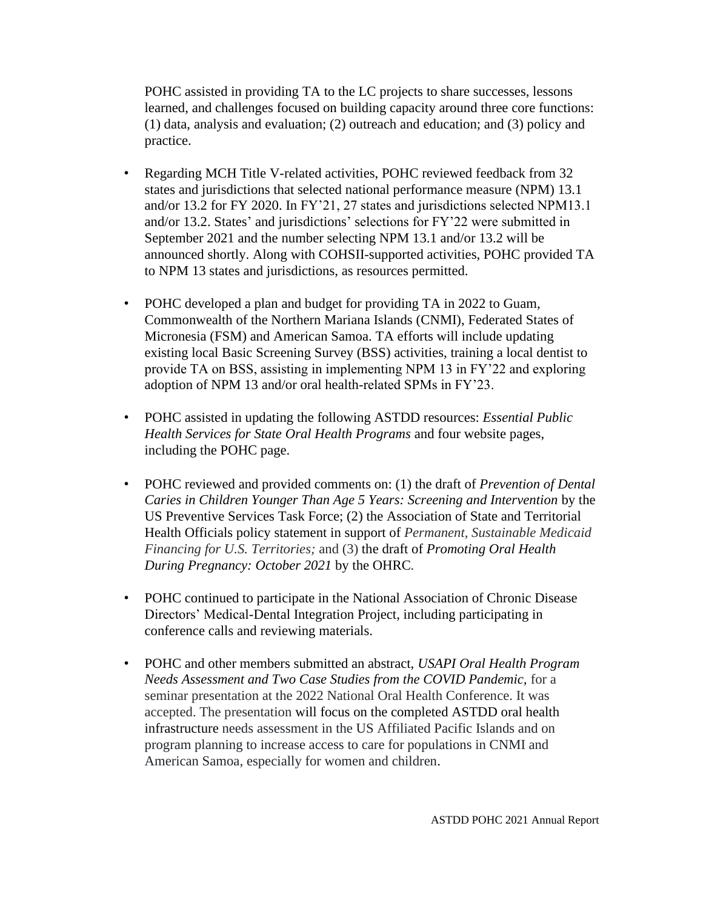POHC assisted in providing TA to the LC projects to share successes, lessons learned, and challenges focused on building capacity around three core functions: (1) data, analysis and evaluation; (2) outreach and education; and (3) policy and practice.

- Regarding MCH Title V-related activities, POHC reviewed feedback from 32 states and jurisdictions that selected national performance measure (NPM) 13.1 and/or 13.2 for FY 2020. In FY'21, 27 states and jurisdictions selected NPM13.1 and/or 13.2. States' and jurisdictions' selections for FY'22 were submitted in September 2021 and the number selecting NPM 13.1 and/or 13.2 will be announced shortly. Along with COHSII-supported activities, POHC provided TA to NPM 13 states and jurisdictions, as resources permitted.

- POHC developed a plan and budget for providing TA in 2022 to Guam, Commonwealth of the Northern Mariana Islands (CNMI), Federated States of Micronesia (FSM) and American Samoa. TA efforts will include updating existing local Basic Screening Survey (BSS) activities, training a local dentist to provide TA on BSS, assisting in implementing NPM 13 in FY'22 and exploring adoption of NPM 13 and/or oral health-related SPMs in FY'23.

- POHC assisted in updating the following ASTDD resources: *Essential Public Health Services for State Oral Health Programs* and four website pages, including the POHC page.

- POHC reviewed and provided comments on: (1) the draft of *Prevention of Dental Caries in Children Younger Than Age 5 Years: Screening and Intervention* by the US Preventive Services Task Force; (2) the Association of State and Territorial Health Officials policy statement in support of *Permanent, Sustainable Medicaid Financing for U.S. Territories;* and (3) the draft of *Promoting Oral Health During Pregnancy: October 2021* by the OHRC.

- POHC continued to participate in the National Association of Chronic Disease Directors' Medical-Dental Integration Project, including participating in conference calls and reviewing materials.

- POHC and other members submitted an abstract, *USAPI Oral Health Program Needs Assessment and Two Case Studies from the COVID Pandemic*, for a seminar presentation at the 2022 National Oral Health Conference. It was accepted. The presentation will focus on the completed ASTDD oral health infrastructure needs assessment in the US Affiliated Pacific Islands and on program planning to increase access to care for populations in CNMI and American Samoa, especially for women and children.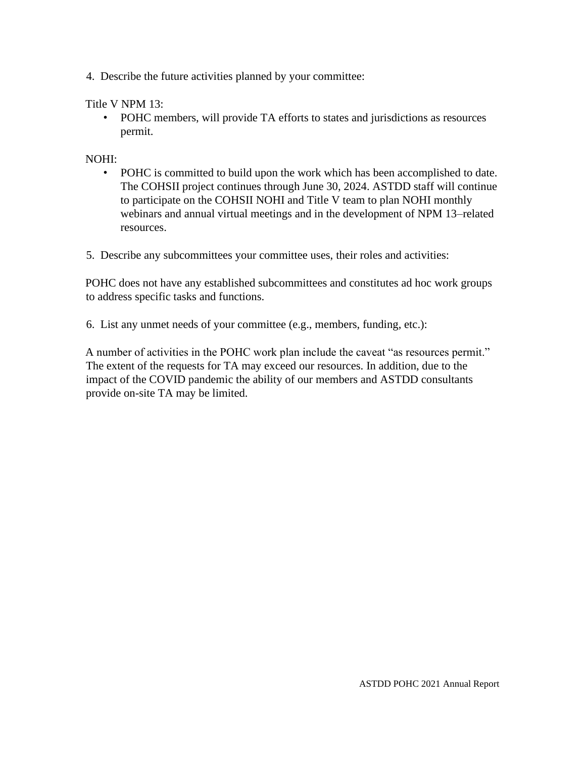4. Describe the future activities planned by your committee:

Title V NPM 13:

- POHC members, will provide TA efforts to states and jurisdictions as resources permit.

NOHI:

- POHC is committed to build upon the work which has been accomplished to date. The COHSII project continues through June 30, 2024. ASTDD staff will continue to participate on the COHSII NOHI and Title V team to plan NOHI monthly webinars and annual virtual meetings and in the development of NPM 13–related resources.

5. Describe any subcommittees your committee uses, their roles and activities:

POHC does not have any established subcommittees and constitutes ad hoc work groups to address specific tasks and functions.

6. List any unmet needs of your committee (e.g., members, funding, etc.):

A number of activities in the POHC work plan include the caveat "as resources permit." The extent of the requests for TA may exceed our resources. In addition, due to the impact of the COVID pandemic the ability of our members and ASTDD consultants provide on-site TA may be limited.